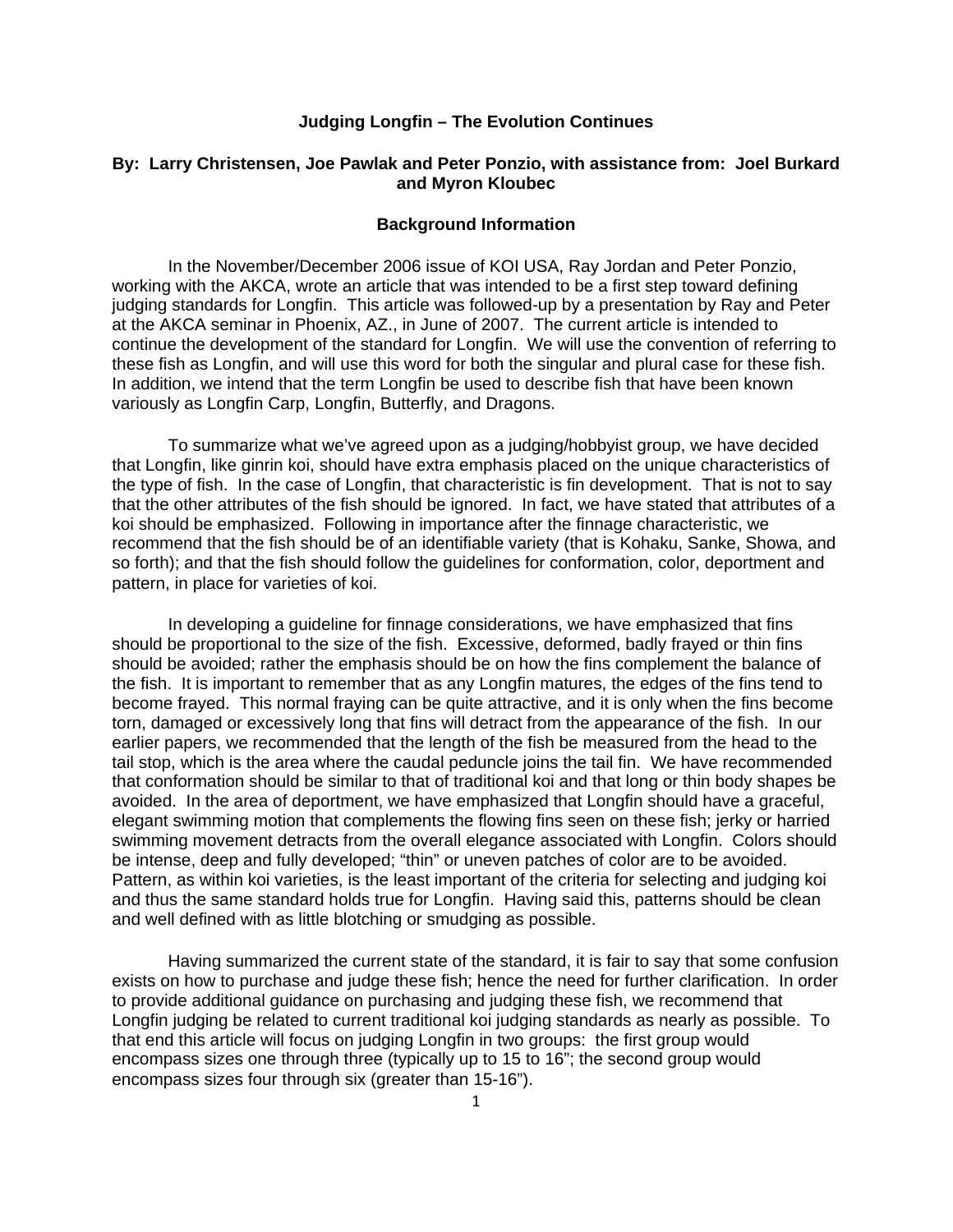# Judging Longfin – The Evolution Continues

**By: Larry Christensen, Joe Pawlak and Peter Ponzio, with assistance from: Joel Burkard and Myron Kloubec**

## Background Information

In the November/December 2006 issue of KOI USA, Ray Jordan and Peter Ponzio, working with the AKCA, wrote an article that was intended to be a first step toward defining judging standards for Longfin. This article was followed-up by a presentation by Ray and Peter at the AKCA seminar in Phoenix, AZ., in June of 2007. The current article is intended to continue the development of the standard for Longfin. We will use the convention of referring to these fish as Longfin, and will use this word for both the singular and plural case for these fish. In addition, we intend that the term Longfin be used to describe fish that have been known variously as Longfin Carp, Longfin, Butterfly, and Dragons.

To summarize what we've agreed upon as a judging/hobbyist group, we have decided that Longfin, like ginrin koi, should have extra emphasis placed on the unique characteristics of the type of fish. In the case of Longfin, that characteristic is fin development. That is not to say that the other attributes of the fish should be ignored. In fact, we have stated that attributes of a koi should be emphasized. Following in importance after the finnage characteristic, we recommend that the fish should be of an identifiable variety (that is Kohaku, Sanke, Showa, and so forth); and that the fish should follow the guidelines for conformation, color, deportment and pattern, in place for varieties of koi.

In developing a guideline for finnage considerations, we have emphasized that fins should be proportional to the size of the fish. Excessive, deformed, badly frayed or thin fins should be avoided; rather the emphasis should be on how the fins complement the balance of the fish. It is important to remember that as any Longfin matures, the edges of the fins tend to become frayed. This normal fraying can be quite attractive, and it is only when the fins become torn, damaged or excessively long that fins will detract from the appearance of the fish. In our earlier papers, we recommended that the length of the fish be measured from the head to the tail stop, which is the area where the caudal peduncle joins the tail fin. We have recommended that conformation should be similar to that of traditional koi and that long or thin body shapes be avoided. In the area of deportment, we have emphasized that Longfin should have a graceful, elegant swimming motion that complements the flowing fins seen on these fish; jerky or harried swimming movement detracts from the overall elegance associated with Longfin. Colors should be intense, deep and fully developed; "thin" or uneven patches of color are to be avoided. Pattern, as within koi varieties, is the least important of the criteria for selecting and judging koi and thus the same standard holds true for Longfin. Having said this, patterns should be clean and well defined with as little blotching or smudging as possible.

Having summarized the current state of the standard, it is fair to say that some confusion exists on how to purchase and judge these fish; hence the need for further clarification. In order to provide additional guidance on purchasing and judging these fish, we recommend that Longfin judging be related to current traditional koi judging standards as nearly as possible. To that end this article will focus on judging Longfin in two groups: the first group would encompass sizes one through three (typically up to 15 to 16"; the second group would encompass sizes four through six (greater than 15-16").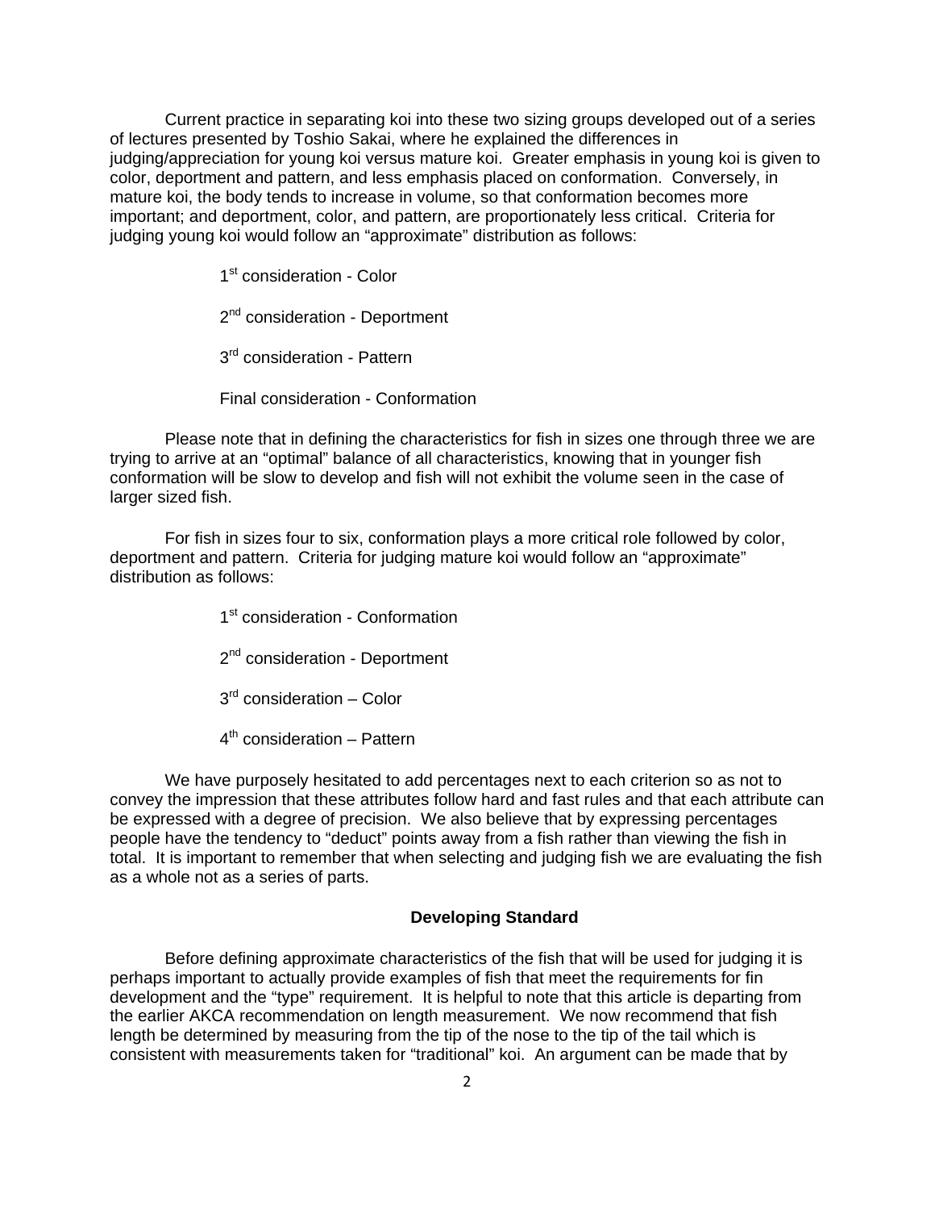Current practice in separating koi into these two sizing groups developed out of a series of lectures presented by Toshio Sakai, where he explained the differences in judging/appreciation for young koi versus mature koi. Greater emphasis in young koi is given to color, deportment and pattern, and less emphasis placed on conformation. Conversely, in mature koi, the body tends to increase in volume, so that conformation becomes more important; and deportment, color, and pattern, are proportionately less critical. Criteria for judging young koi would follow an "approximate" distribution as follows:

1st consideration - Color

2nd consideration - Deportment

3rd consideration - Pattern

Final consideration - Conformation

Please note that in defining the characteristics for fish in sizes one through three we are trying to arrive at an "optimal" balance of all characteristics, knowing that in younger fish conformation will be slow to develop and fish will not exhibit the volume seen in the case of larger sized fish.

For fish in sizes four to six, conformation plays a more critical role followed by color, deportment and pattern. Criteria for judging mature koi would follow an "approximate" distribution as follows:

1st consideration - Conformation

2nd consideration - Deportment

3rd consideration – Color

4th consideration – Pattern

We have purposely hesitated to add percentages next to each criterion so as not to convey the impression that these attributes follow hard and fast rules and that each attribute can be expressed with a degree of precision. We also believe that by expressing percentages people have the tendency to "deduct" points away from a fish rather than viewing the fish in total. It is important to remember that when selecting and judging fish we are evaluating the fish as a whole not as a series of parts.

## Developing Standard

Before defining approximate characteristics of the fish that will be used for judging it is perhaps important to actually provide examples of fish that meet the requirements for fin development and the "type" requirement. It is helpful to note that this article is departing from the earlier AKCA recommendation on length measurement. We now recommend that fish length be determined by measuring from the tip of the nose to the tip of the tail which is consistent with measurements taken for "traditional" koi. An argument can be made that by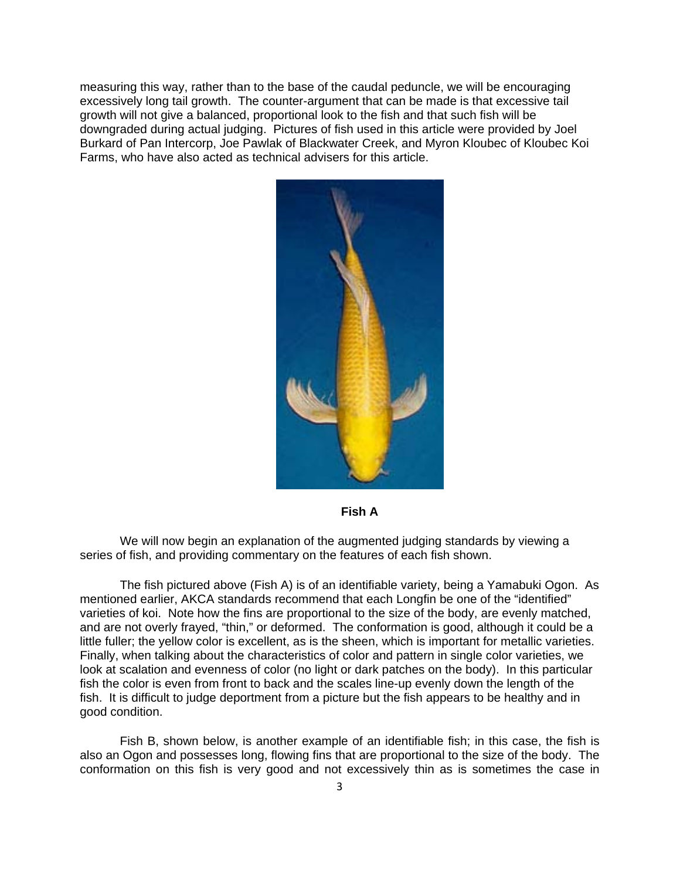measuring this way, rather than to the base of the caudal peduncle, we will be encouraging excessively long tail growth. The counter-argument that can be made is that excessive tail growth will not give a balanced, proportional look to the fish and that such fish will be downgraded during actual judging. Pictures of fish used in this article were provided by Joel Burkard of Pan Intercorp, Joe Pawlak of Blackwater Creek, and Myron Kloubec of Kloubec Koi Farms, who have also acted as technical advisers for this article.

**Fish A**

We will now begin an explanation of the augmented judging standards by viewing a series of fish, and providing commentary on the features of each fish shown.

The fish pictured above (Fish A) is of an identifiable variety, being a Yamabuki Ogon. As mentioned earlier, AKCA standards recommend that each Longfin be one of the "identified" varieties of koi. Note how the fins are proportional to the size of the body, are evenly matched, and are not overly frayed, "thin," or deformed. The conformation is good, although it could be a little fuller; the yellow color is excellent, as is the sheen, which is important for metallic varieties. Finally, when talking about the characteristics of color and pattern in single color varieties, we look at scalation and evenness of color (no light or dark patches on the body). In this particular fish the color is even from front to back and the scales line-up evenly down the length of the fish. It is difficult to judge deportment from a picture but the fish appears to be healthy and in good condition.

Fish B, shown below, is another example of an identifiable fish; in this case, the fish is also an Ogon and possesses long, flowing fins that are proportional to the size of the body. The conformation on this fish is very good and not excessively thin as is sometimes the case in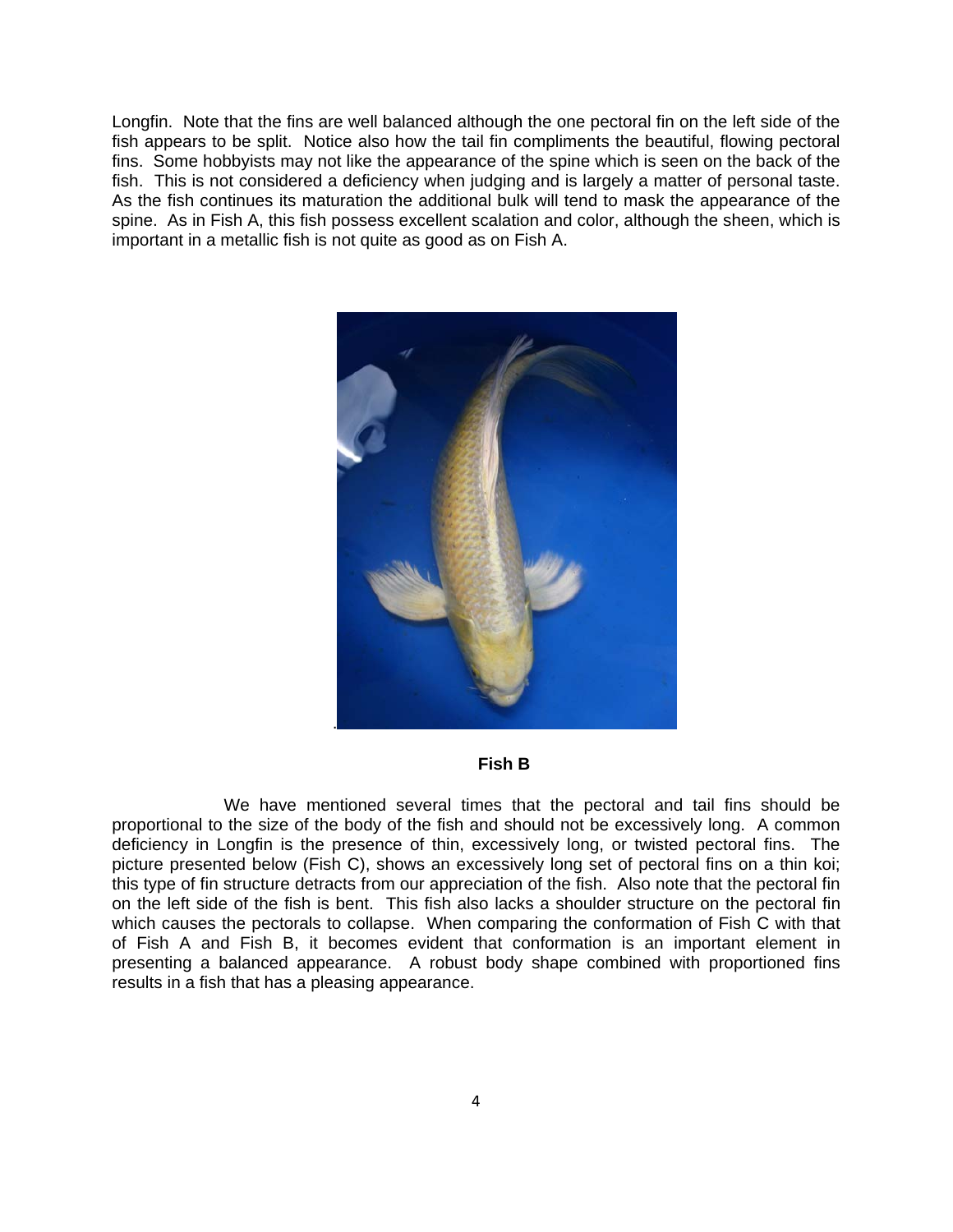Longfin. Note that the fins are well balanced although the one pectoral fin on the left side of the fish appears to be split. Notice also how the tail fin compliments the beautiful, flowing pectoral fins. Some hobbyists may not like the appearance of the spine which is seen on the back of the fish. This is not considered a deficiency when judging and is largely a matter of personal taste. As the fish continues its maturation the additional bulk will tend to mask the appearance of the spine. As in Fish A, this fish possess excellent scalation and color, although the sheen, which is important in a metallic fish is not quite as good as on Fish A.

**Fish B**

We have mentioned several times that the pectoral and tail fins should be proportional to the size of the body of the fish and should not be excessively long. A common deficiency in Longfin is the presence of thin, excessively long, or twisted pectoral fins. The picture presented below (Fish C), shows an excessively long set of pectoral fins on a thin koi; this type of fin structure detracts from our appreciation of the fish. Also note that the pectoral fin on the left side of the fish is bent. This fish also lacks a shoulder structure on the pectoral fin which causes the pectorals to collapse. When comparing the conformation of Fish C with that of Fish A and Fish B, it becomes evident that conformation is an important element in presenting a balanced appearance. A robust body shape combined with proportioned fins results in a fish that has a pleasing appearance.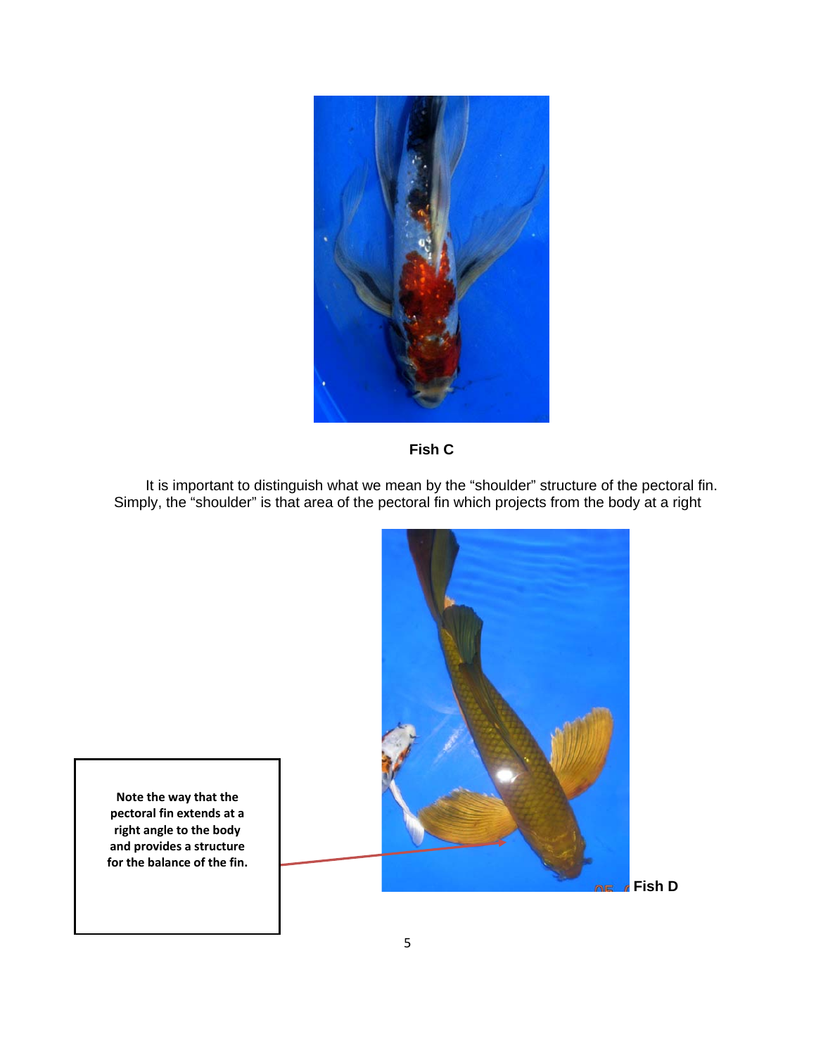**Fish C**

It is important to distinguish what we mean by the “shoulder” structure of the pectoral fin. Simply, the “shoulder” is that area of the pectoral fin which projects from the body at a right

**Note the way that the pectoral fin extends at a right angle to the body and provides a structure for the balance of the fin.**

**Fish D**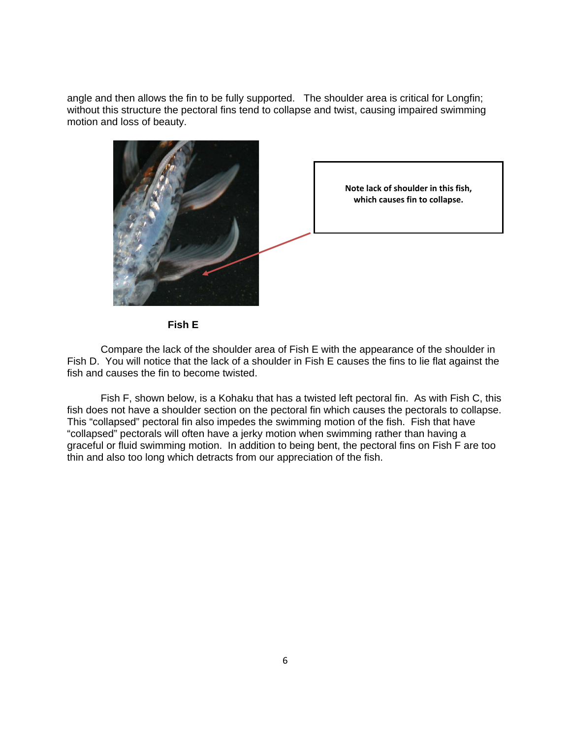angle and then allows the fin to be fully supported. The shoulder area is critical for Longfin; without this structure the pectoral fins tend to collapse and twist, causing impaired swimming motion and loss of beauty.

**Note lack of shoulder in this fish, which causes fin to collapse.**

**Fish E**

Compare the lack of the shoulder area of Fish E with the appearance of the shoulder in Fish D. You will notice that the lack of a shoulder in Fish E causes the fins to lie flat against the fish and causes the fin to become twisted.

Fish F, shown below, is a Kohaku that has a twisted left pectoral fin. As with Fish C, this fish does not have a shoulder section on the pectoral fin which causes the pectorals to collapse. This "collapsed" pectoral fin also impedes the swimming motion of the fish. Fish that have "collapsed" pectorals will often have a jerky motion when swimming rather than having a graceful or fluid swimming motion. In addition to being bent, the pectoral fins on Fish F are too thin and also too long which detracts from our appreciation of the fish.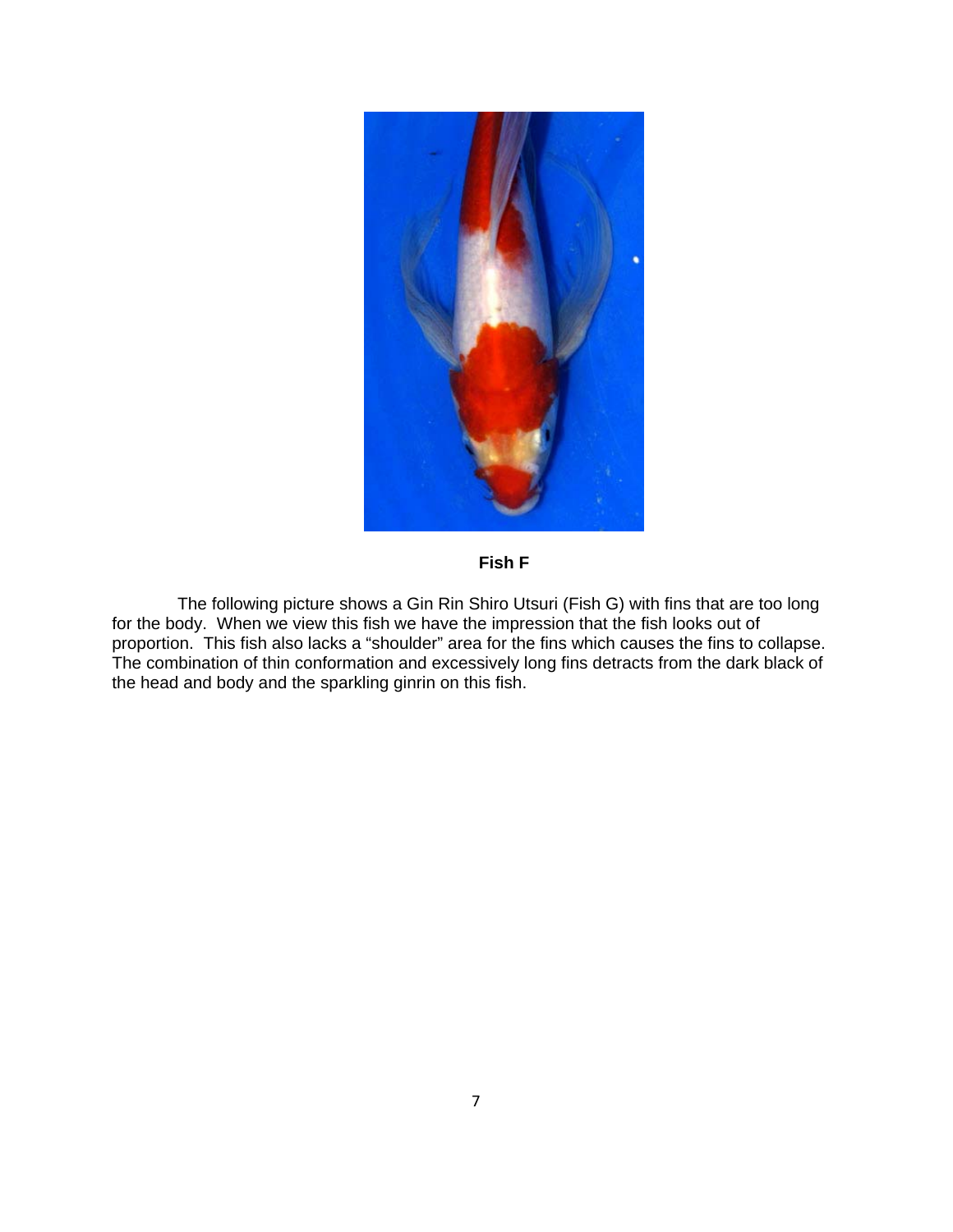**Fish F**

The following picture shows a Gin Rin Shiro Utsuri (Fish G) with fins that are too long for the body. When we view this fish we have the impression that the fish looks out of proportion. This fish also lacks a "shoulder" area for the fins which causes the fins to collapse. The combination of thin conformation and excessively long fins detracts from the dark black of the head and body and the sparkling ginrin on this fish.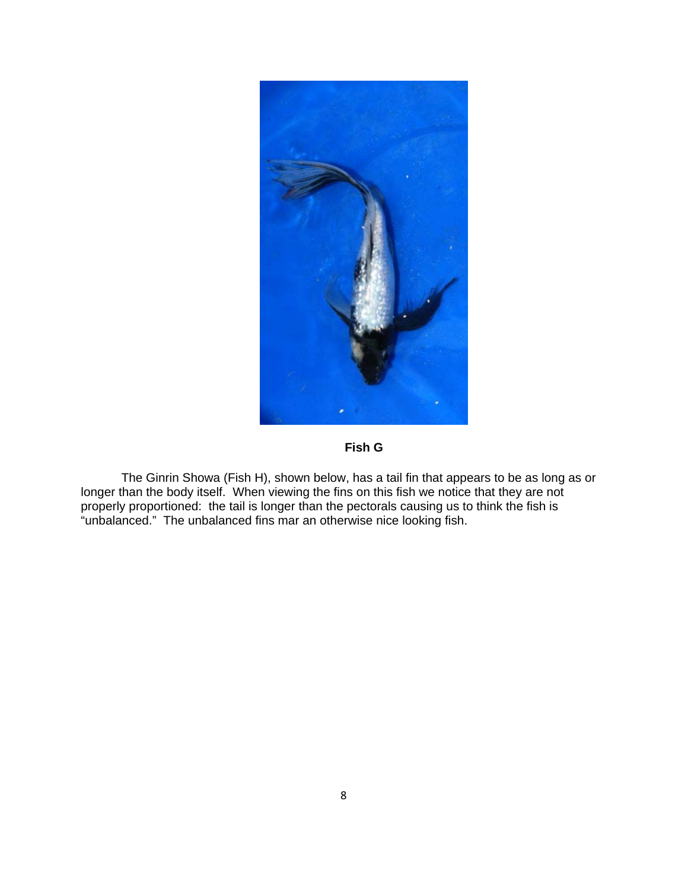**Fish G**

The Ginrin Showa (Fish H), shown below, has a tail fin that appears to be as long as or longer than the body itself. When viewing the fins on this fish we notice that they are not properly proportioned: the tail is longer than the pectorals causing us to think the fish is "unbalanced." The unbalanced fins mar an otherwise nice looking fish.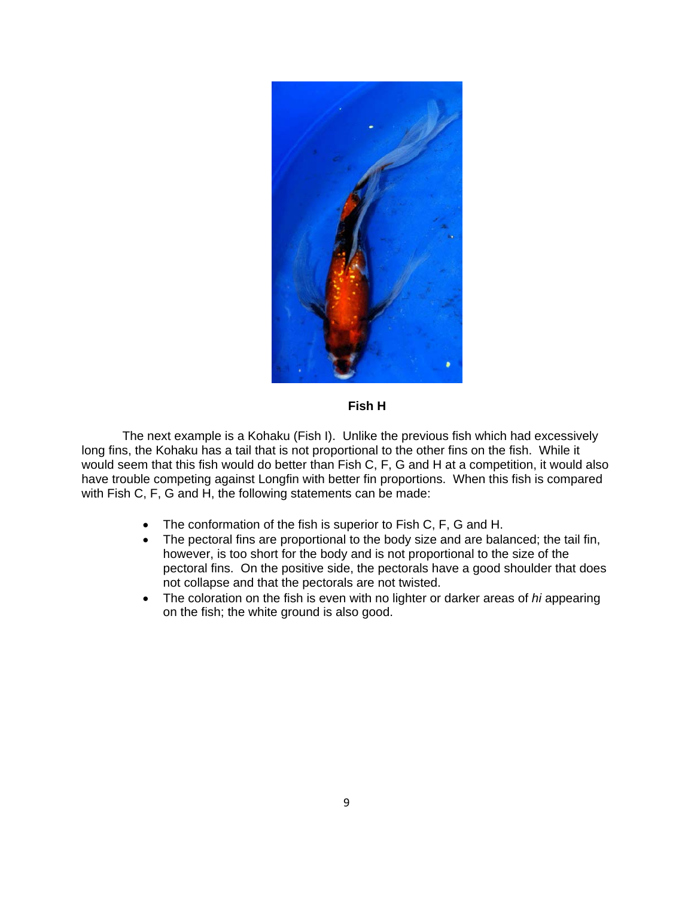**Fish H**

The next example is a Kohaku (Fish I). Unlike the previous fish which had excessively long fins, the Kohaku has a tail that is not proportional to the other fins on the fish. While it would seem that this fish would do better than Fish C, F, G and H at a competition, it would also have trouble competing against Longfin with better fin proportions. When this fish is compared with Fish C, F, G and H, the following statements can be made:

- The conformation of the fish is superior to Fish C, F, G and H.
- The pectoral fins are proportional to the body size and are balanced; the tail fin, however, is too short for the body and is not proportional to the size of the pectoral fins. On the positive side, the pectorals have a good shoulder that does not collapse and that the pectorals are not twisted.
- The coloration on the fish is even with no lighter or darker areas of *hi* appearing on the fish; the white ground is also good.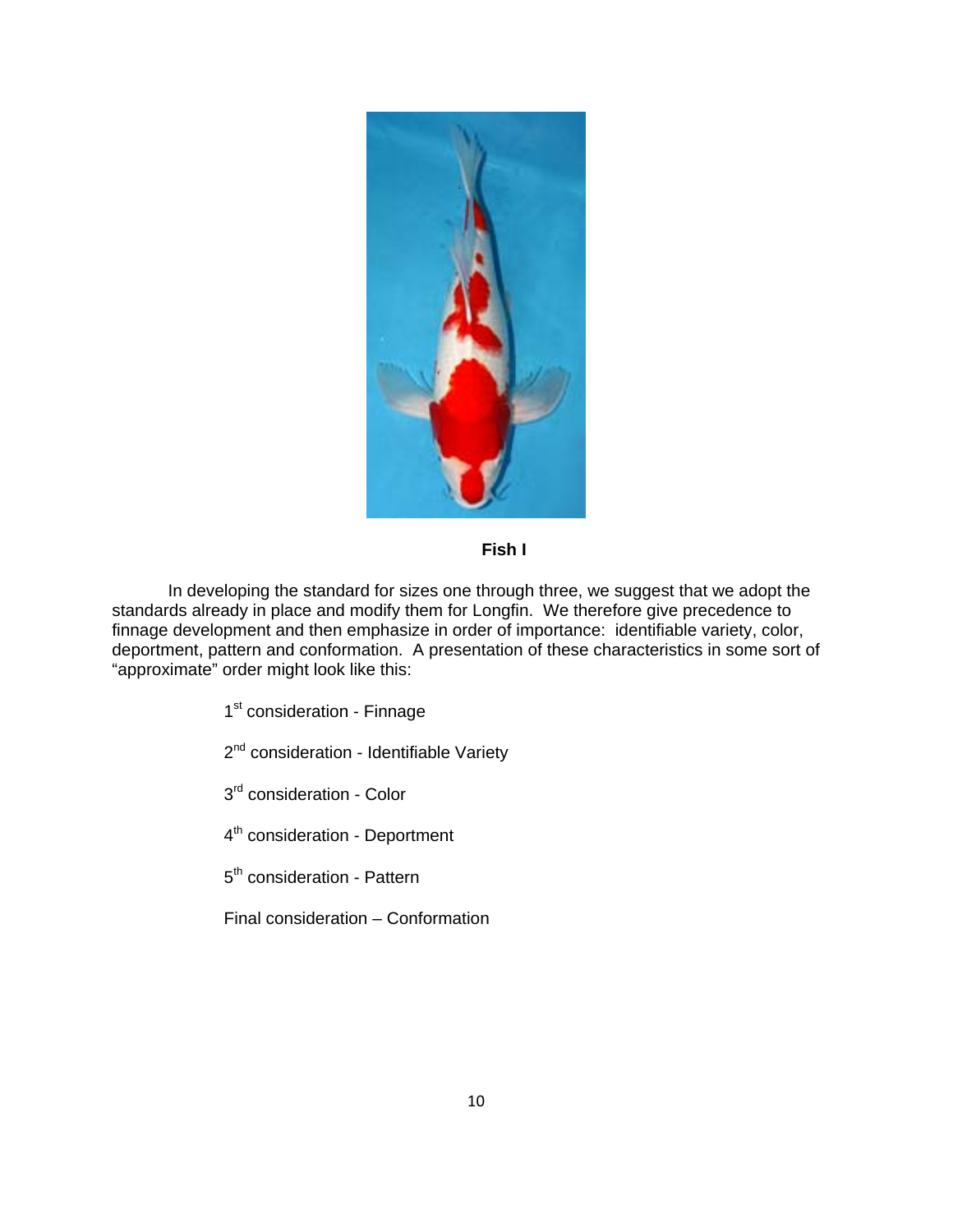**Fish I**

In developing the standard for sizes one through three, we suggest that we adopt the standards already in place and modify them for Longfin. We therefore give precedence to finnage development and then emphasize in order of importance: identifiable variety, color, deportment, pattern and conformation. A presentation of these characteristics in some sort of "approximate" order might look like this:

1st consideration - Finnage

2nd consideration - Identifiable Variety

3rd consideration - Color

4th consideration - Deportment

5th consideration - Pattern

Final consideration – Conformation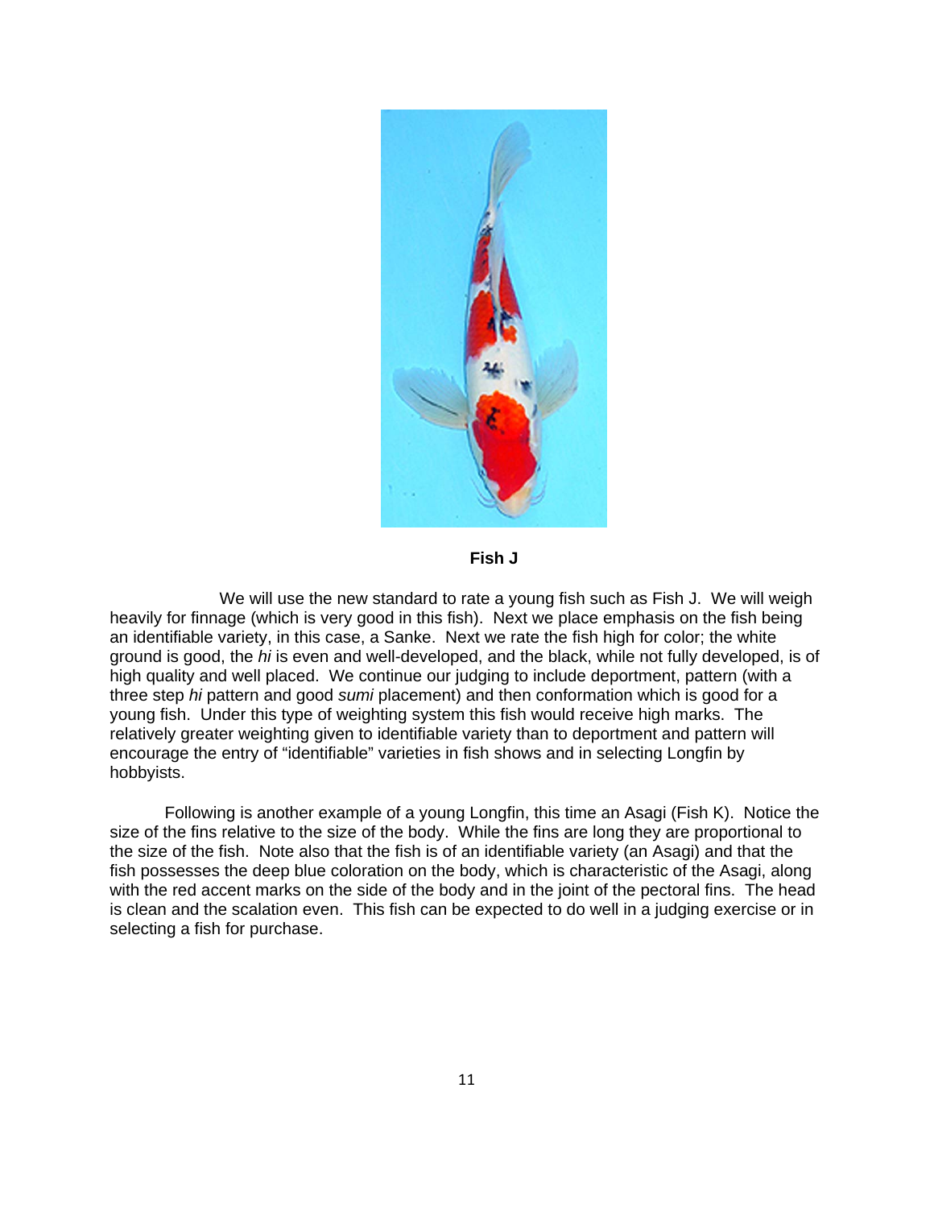**Fish J**

We will use the new standard to rate a young fish such as Fish J. We will weigh heavily for finnage (which is very good in this fish). Next we place emphasis on the fish being an identifiable variety, in this case, a Sanke. Next we rate the fish high for color; the white ground is good, the *hi* is even and well-developed, and the black, while not fully developed, is of high quality and well placed. We continue our judging to include deportment, pattern (with a three step *hi* pattern and good *sumi* placement) and then conformation which is good for a young fish. Under this type of weighting system this fish would receive high marks. The relatively greater weighting given to identifiable variety than to deportment and pattern will encourage the entry of "identifiable" varieties in fish shows and in selecting Longfin by hobbyists.

Following is another example of a young Longfin, this time an Asagi (Fish K). Notice the size of the fins relative to the size of the body. While the fins are long they are proportional to the size of the fish. Note also that the fish is of an identifiable variety (an Asagi) and that the fish possesses the deep blue coloration on the body, which is characteristic of the Asagi, along with the red accent marks on the side of the body and in the joint of the pectoral fins. The head is clean and the scalation even. This fish can be expected to do well in a judging exercise or in selecting a fish for purchase.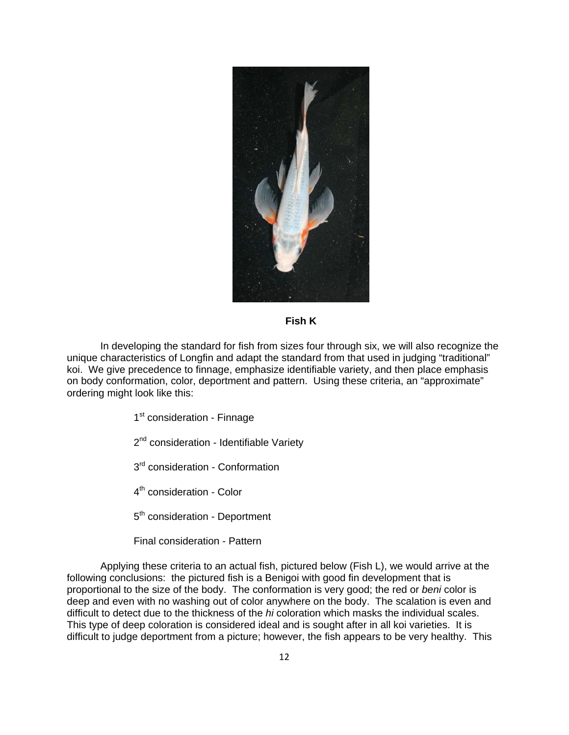**Fish K**

In developing the standard for fish from sizes four through six, we will also recognize the unique characteristics of Longfin and adapt the standard from that used in judging "traditional" koi. We give precedence to finnage, emphasize identifiable variety, and then place emphasis on body conformation, color, deportment and pattern. Using these criteria, an "approximate" ordering might look like this:

1st consideration - Finnage

2nd consideration - Identifiable Variety

3rd consideration - Conformation

4th consideration - Color

5th consideration - Deportment

Final consideration - Pattern

Applying these criteria to an actual fish, pictured below (Fish L), we would arrive at the following conclusions: the pictured fish is a Benigoi with good fin development that is proportional to the size of the body. The conformation is very good; the red or *beni* color is deep and even with no washing out of color anywhere on the body. The scalation is even and difficult to detect due to the thickness of the *hi* coloration which masks the individual scales. This type of deep coloration is considered ideal and is sought after in all koi varieties. It is difficult to judge deportment from a picture; however, the fish appears to be very healthy. This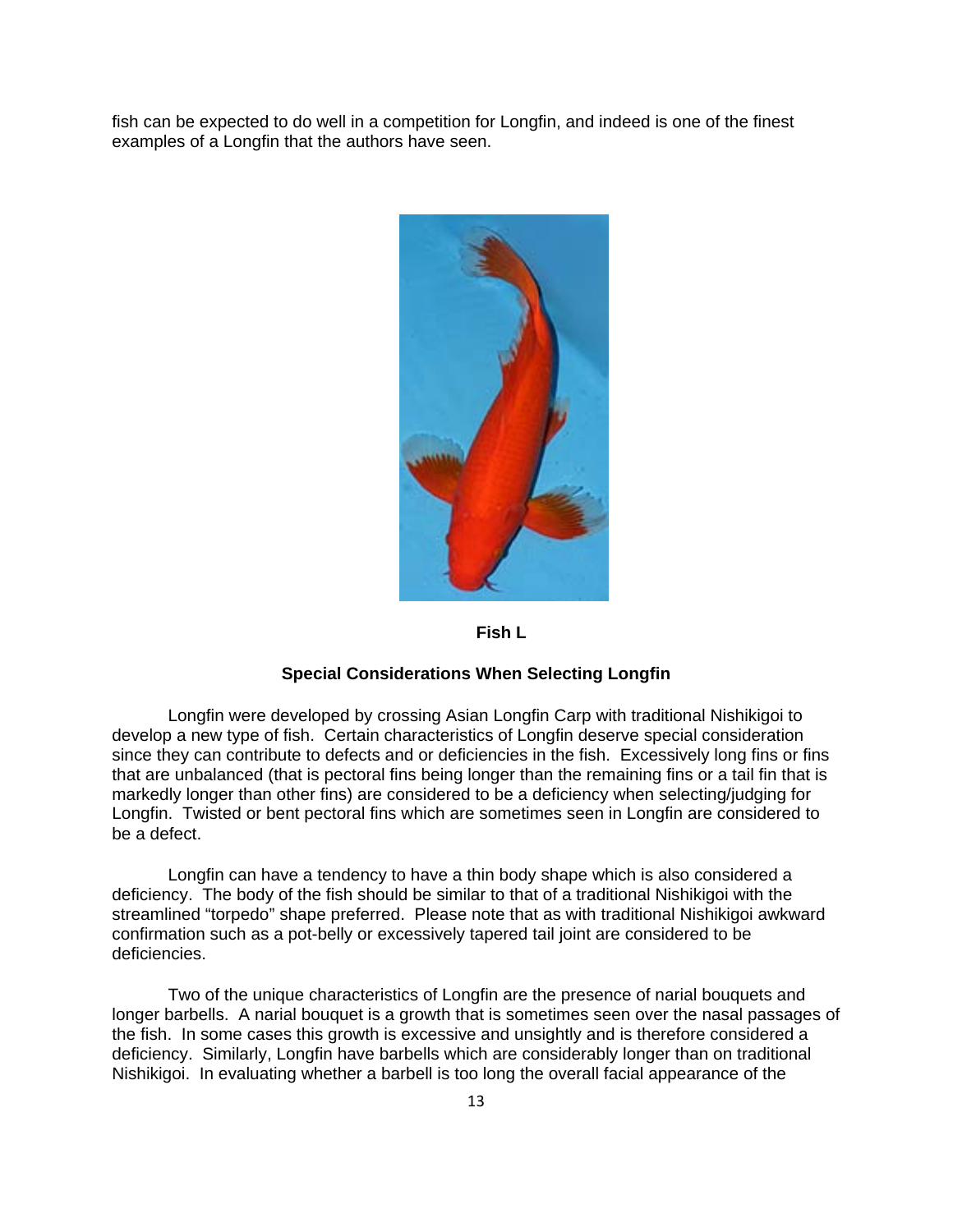fish can be expected to do well in a competition for Longfin, and indeed is one of the finest examples of a Longfin that the authors have seen.

**Fish L**

### Special Considerations When Selecting Longfin

Longfin were developed by crossing Asian Longfin Carp with traditional Nishikigoi to develop a new type of fish. Certain characteristics of Longfin deserve special consideration since they can contribute to defects and or deficiencies in the fish. Excessively long fins or fins that are unbalanced (that is pectoral fins being longer than the remaining fins or a tail fin that is markedly longer than other fins) are considered to be a deficiency when selecting/judging for Longfin. Twisted or bent pectoral fins which are sometimes seen in Longfin are considered to be a defect.

Longfin can have a tendency to have a thin body shape which is also considered a deficiency. The body of the fish should be similar to that of a traditional Nishikigoi with the streamlined "torpedo" shape preferred. Please note that as with traditional Nishikigoi awkward confirmation such as a pot-belly or excessively tapered tail joint are considered to be deficiencies.

Two of the unique characteristics of Longfin are the presence of narial bouquets and longer barbells. A narial bouquet is a growth that is sometimes seen over the nasal passages of the fish. In some cases this growth is excessive and unsightly and is therefore considered a deficiency. Similarly, Longfin have barbells which are considerably longer than on traditional Nishikigoi. In evaluating whether a barbell is too long the overall facial appearance of the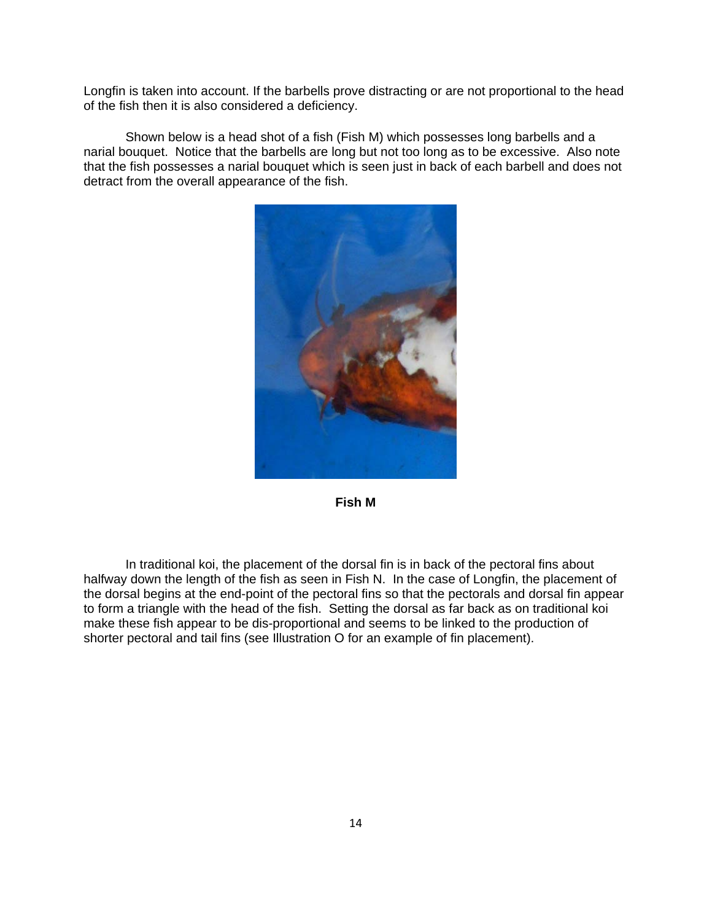Longfin is taken into account. If the barbells prove distracting or are not proportional to the head of the fish then it is also considered a deficiency.

Shown below is a head shot of a fish (Fish M) which possesses long barbells and a narial bouquet. Notice that the barbells are long but not too long as to be excessive. Also note that the fish possesses a narial bouquet which is seen just in back of each barbell and does not detract from the overall appearance of the fish.

**Fish M**

In traditional koi, the placement of the dorsal fin is in back of the pectoral fins about halfway down the length of the fish as seen in Fish N. In the case of Longfin, the placement of the dorsal begins at the end-point of the pectoral fins so that the pectorals and dorsal fin appear to form a triangle with the head of the fish. Setting the dorsal as far back as on traditional koi make these fish appear to be dis-proportional and seems to be linked to the production of shorter pectoral and tail fins (see Illustration O for an example of fin placement).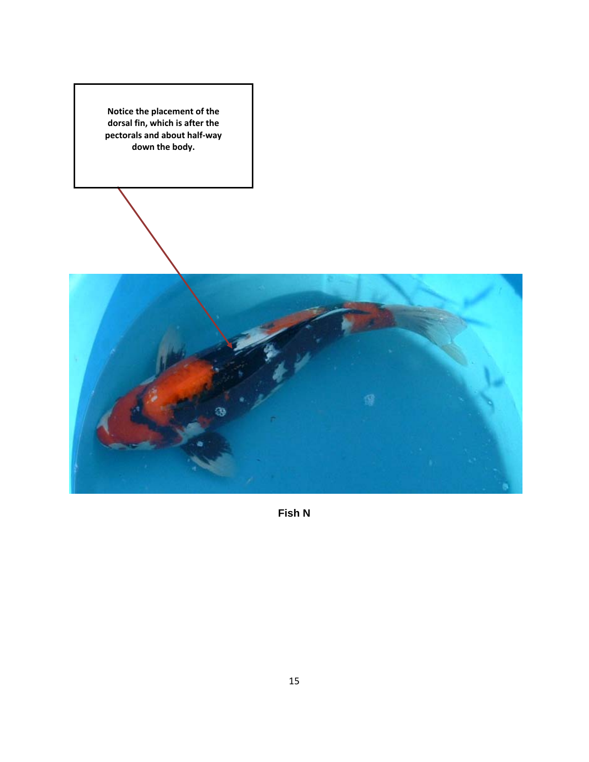Notice the placement of the dorsal fin, which is after the pectorals and about half-way down the body.

**Fish N**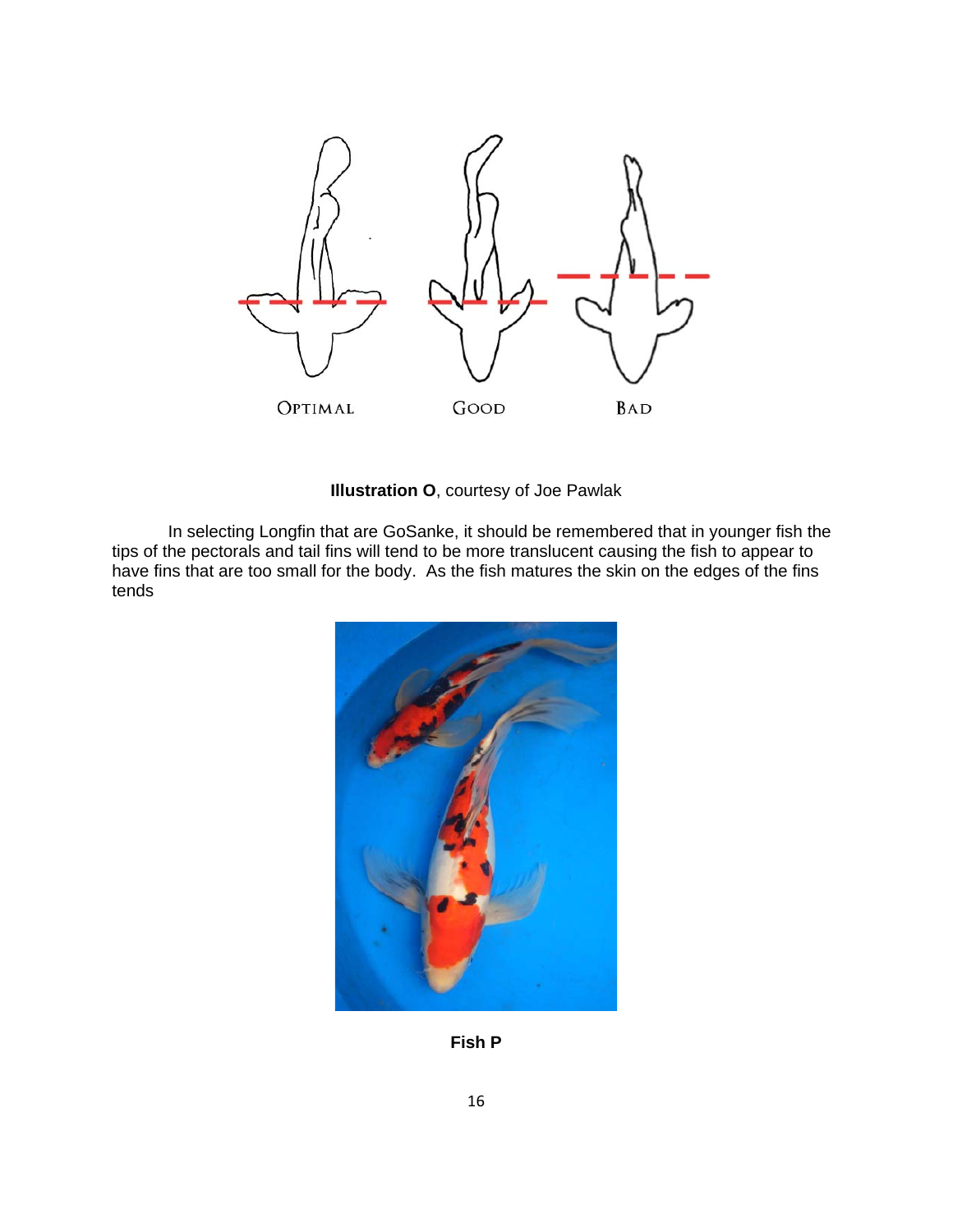OPTIMAL GOOD BAD

**Illustration O**, courtesy of Joe Pawlak

In selecting Longfin that are GoSanke, it should be remembered that in younger fish the tips of the pectorals and tail fins will tend to be more translucent causing the fish to appear to have fins that are too small for the body. As the fish matures the skin on the edges of the fins tends

**Fish P**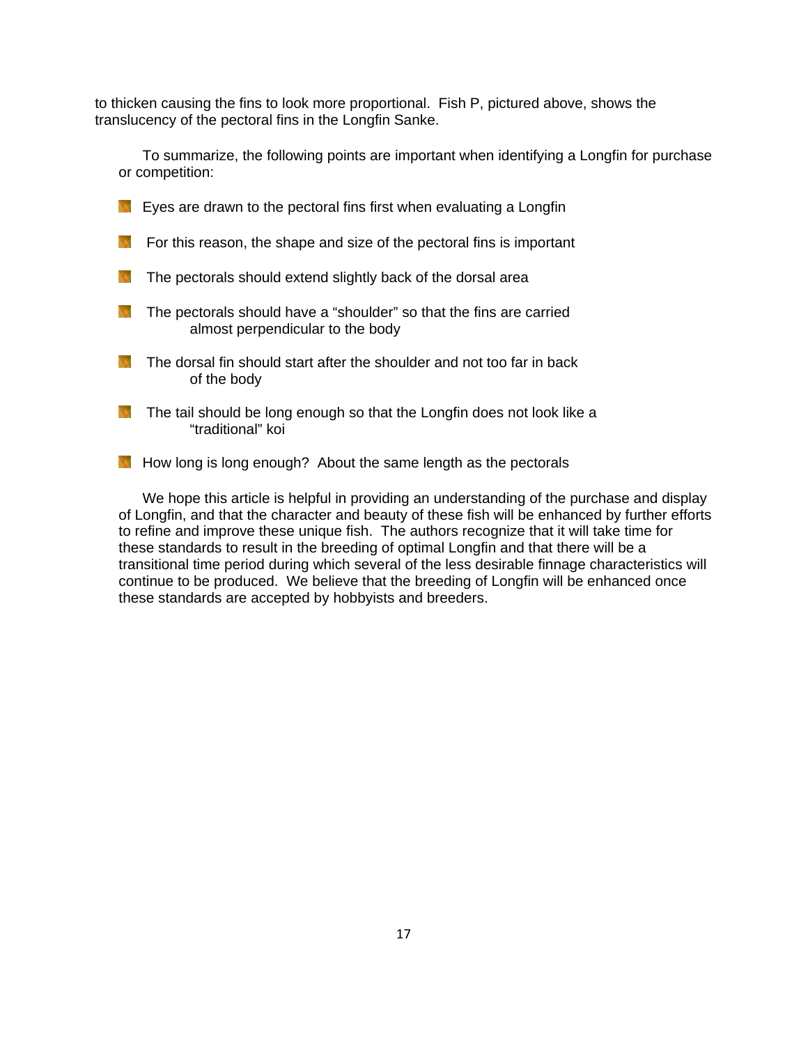to thicken causing the fins to look more proportional. Fish P, pictured above, shows the translucency of the pectoral fins in the Longfin Sanke.

To summarize, the following points are important when identifying a Longfin for purchase or competition:

- Eyes are drawn to the pectoral fins first when evaluating a Longfin
- For this reason, the shape and size of the pectoral fins is important
- The pectorals should extend slightly back of the dorsal area
- The pectorals should have a "shoulder" so that the fins are carried almost perpendicular to the body
- The dorsal fin should start after the shoulder and not too far in back of the body
- The tail should be long enough so that the Longfin does not look like a "traditional" koi
- How long is long enough? About the same length as the pectorals

We hope this article is helpful in providing an understanding of the purchase and display of Longfin, and that the character and beauty of these fish will be enhanced by further efforts to refine and improve these unique fish. The authors recognize that it will take time for these standards to result in the breeding of optimal Longfin and that there will be a transitional time period during which several of the less desirable finnage characteristics will continue to be produced. We believe that the breeding of Longfin will be enhanced once these standards are accepted by hobbyists and breeders.